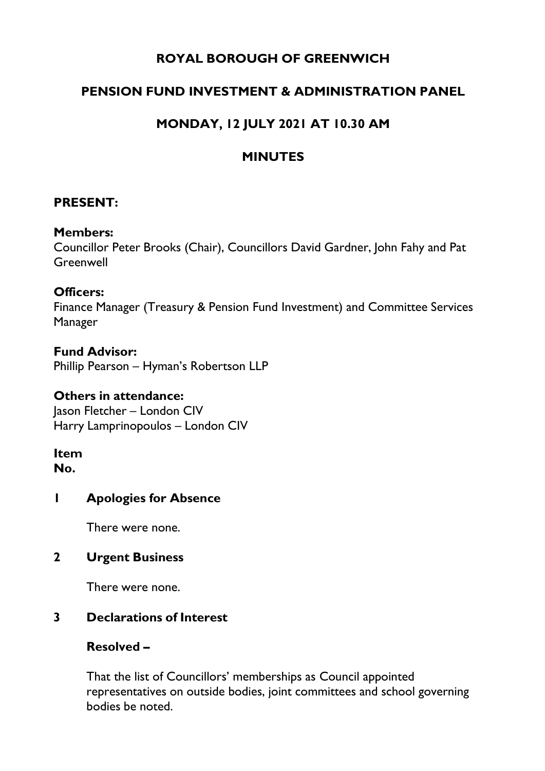# ROYAL BOROUGH OF GREENWICH

## PENSION FUND INVESTMENT & ADMINISTRATION PANEL

## MONDAY, 12 JULY 2021 AT 10.30 AM

## MINUTES

### PRESENT:

**Members:**
Councillor Peter Brooks (Chair), Councillors David Gardner, John Fahy and Pat Greenwell

**Officers:**
Finance Manager (Treasury & Pension Fund Investment) and Committee Services Manager

**Fund Advisor:**
Phillip Pearson – Hyman's Robertson LLP

**Others in attendance:**
Jason Fletcher – London CIV
Harry Lamprinopoulos – London CIV

**Item No.**

**1 Apologies for Absence**

There were none.

**2 Urgent Business**

There were none.

**3 Declarations of Interest**

**Resolved –**

That the list of Councillors' memberships as Council appointed representatives on outside bodies, joint committees and school governing bodies be noted.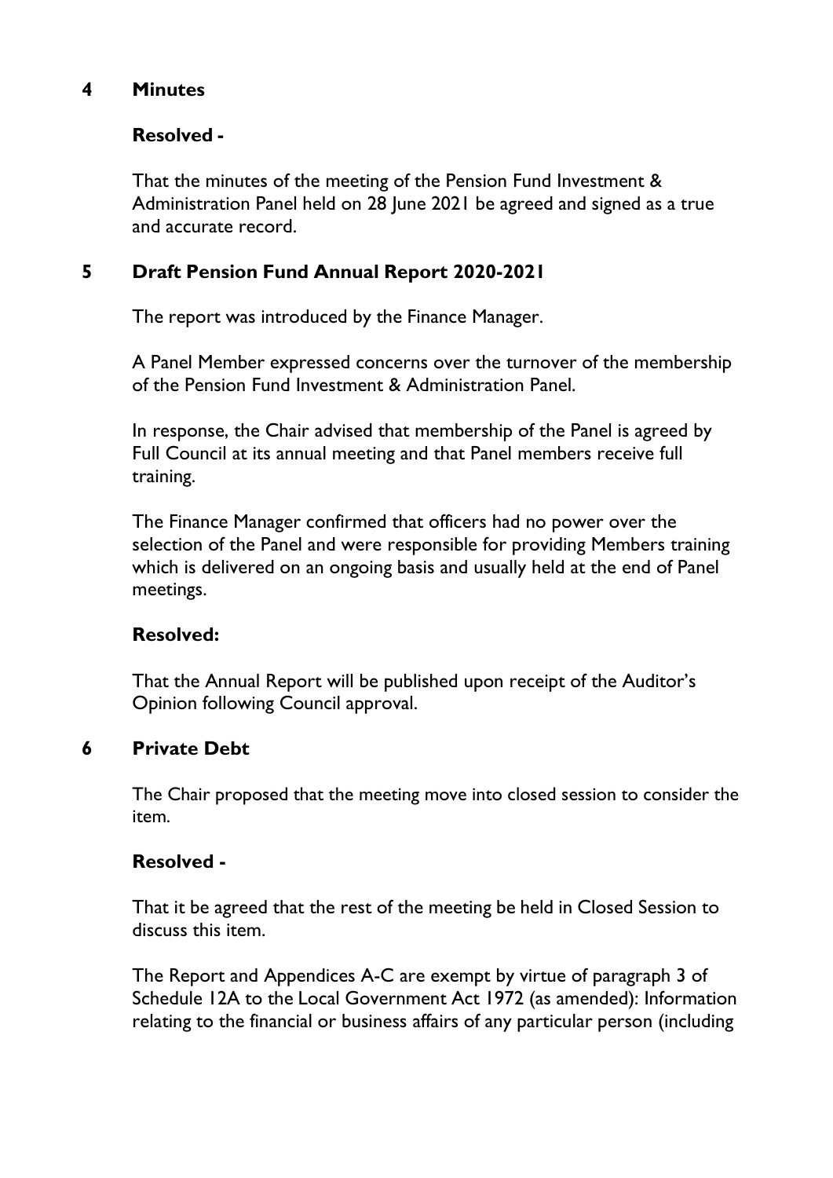## 4 Minutes

**Resolved -**

That the minutes of the meeting of the Pension Fund Investment & Administration Panel held on 28 June 2021 be agreed and signed as a true and accurate record.

## 5 Draft Pension Fund Annual Report 2020-2021

The report was introduced by the Finance Manager.

A Panel Member expressed concerns over the turnover of the membership of the Pension Fund Investment & Administration Panel.

In response, the Chair advised that membership of the Panel is agreed by Full Council at its annual meeting and that Panel members receive full training.

The Finance Manager confirmed that officers had no power over the selection of the Panel and were responsible for providing Members training which is delivered on an ongoing basis and usually held at the end of Panel meetings.

**Resolved:**

That the Annual Report will be published upon receipt of the Auditor's Opinion following Council approval.

## 6 Private Debt

The Chair proposed that the meeting move into closed session to consider the item.

**Resolved -**

That it be agreed that the rest of the meeting be held in Closed Session to discuss this item.

The Report and Appendices A-C are exempt by virtue of paragraph 3 of Schedule 12A to the Local Government Act 1972 (as amended): Information relating to the financial or business affairs of any particular person (including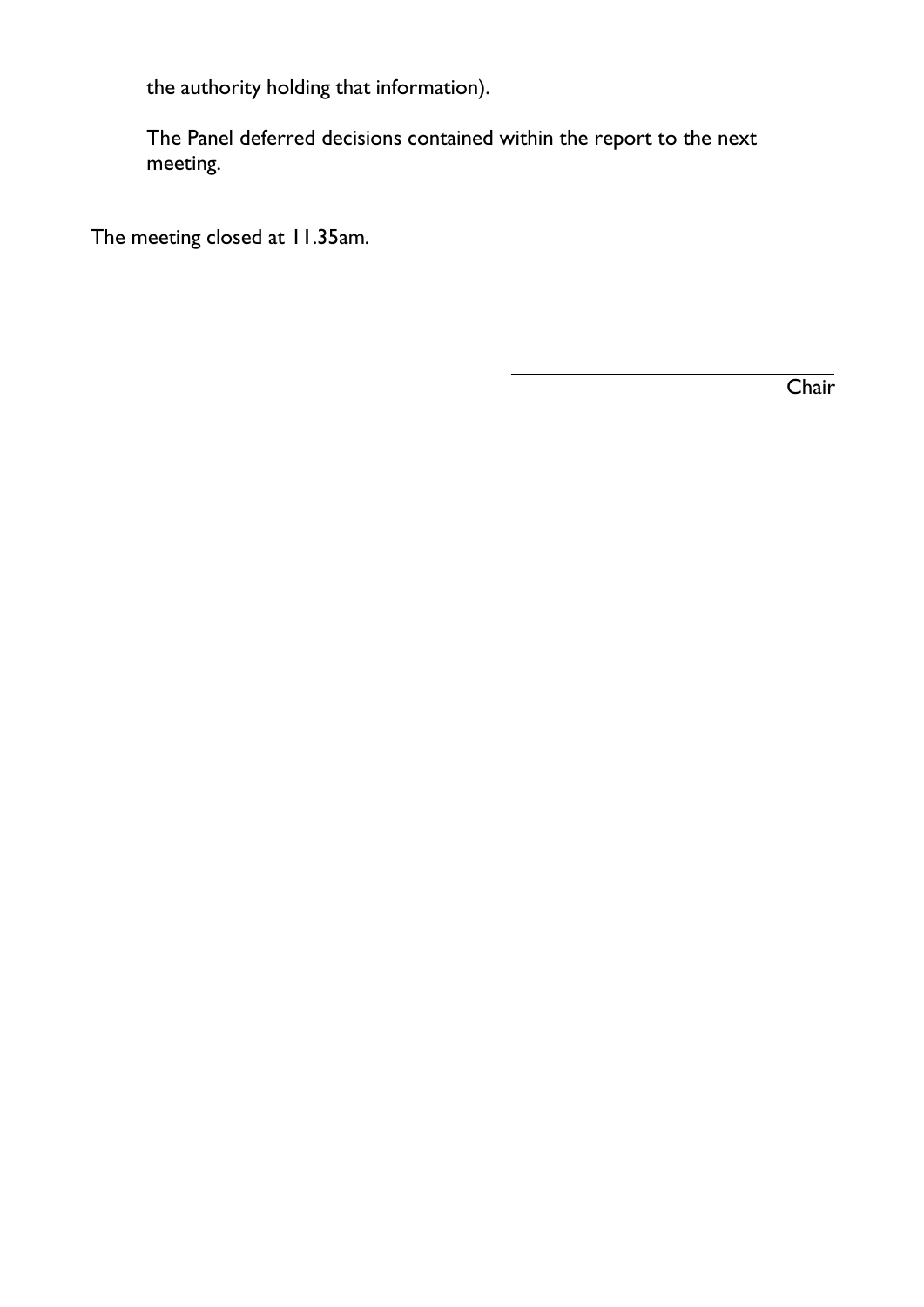the authority holding that information).

The Panel deferred decisions contained within the report to the next meeting.

The meeting closed at 11.35am.

\_\_\_\_\_\_\_\_\_\_\_\_\_\_\_\_\_\_\_\_\_\_\_\_\_\_\_\_\_\_

Chair